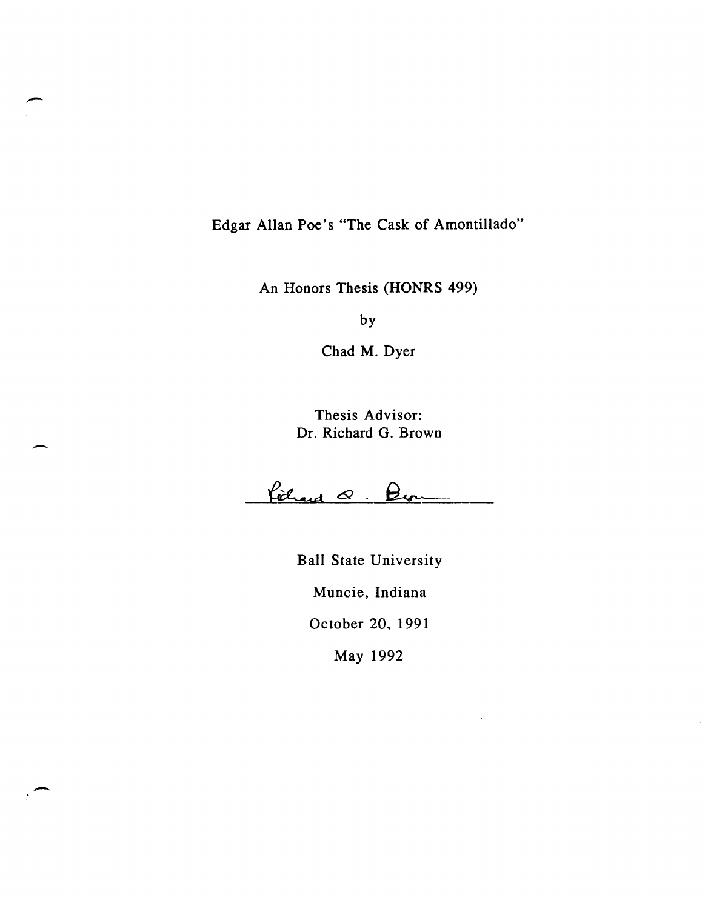# Edgar Allan Poe's "The Cask of Amontillado"

An Honors Thesis (HONRS 499)

by

Chad M. Dyer

Thesis Advisor:
Dr. Richard G. Brown

Ball State University

Muncie, Indiana

October 20, 1991

May 1992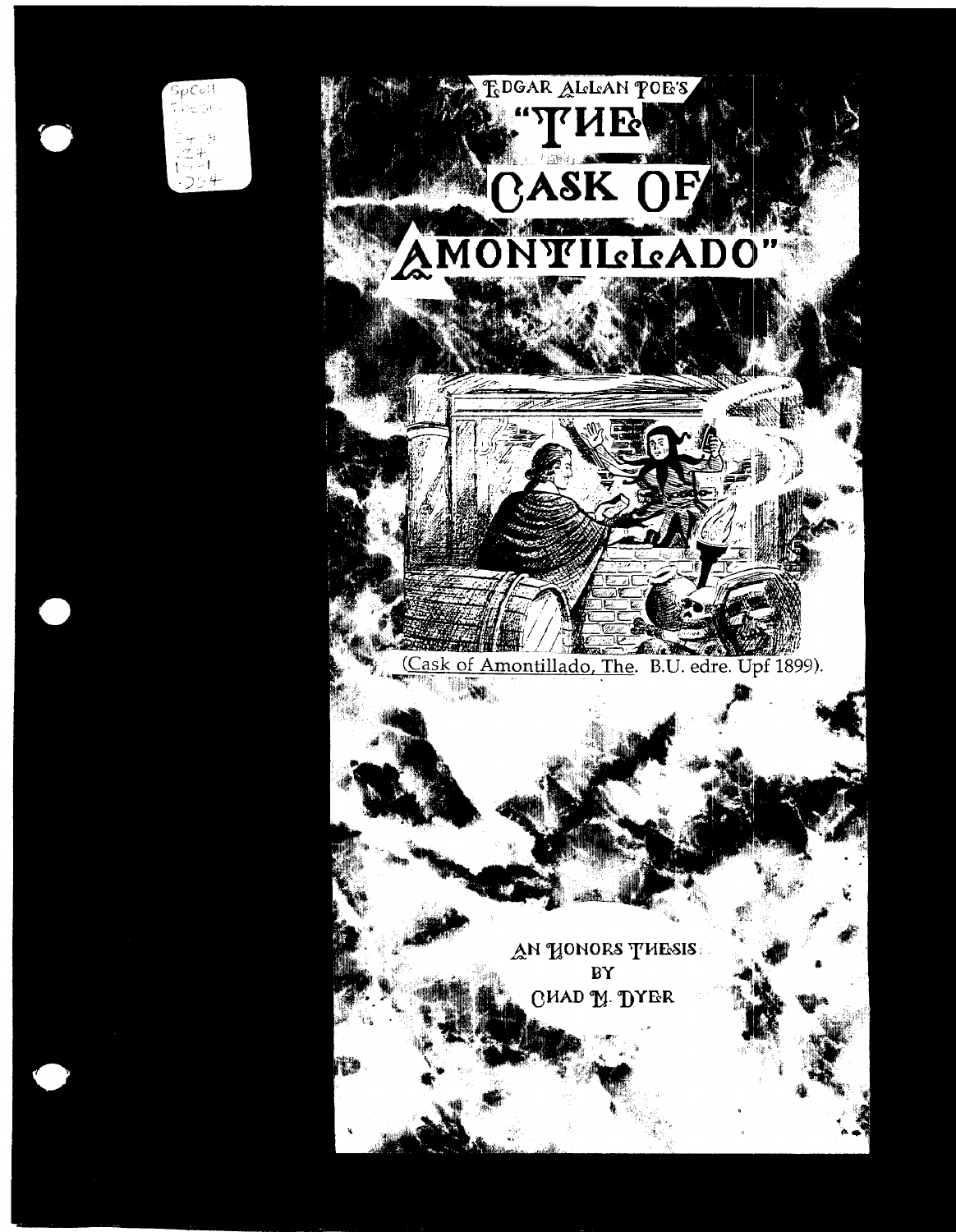# Edgar Allan Poe's "The Cask of Amontillado"

(Cask of Amontillado, The. B.U. edre. Upf 1899).

An Honors Thesis
by
Chad M. Dyer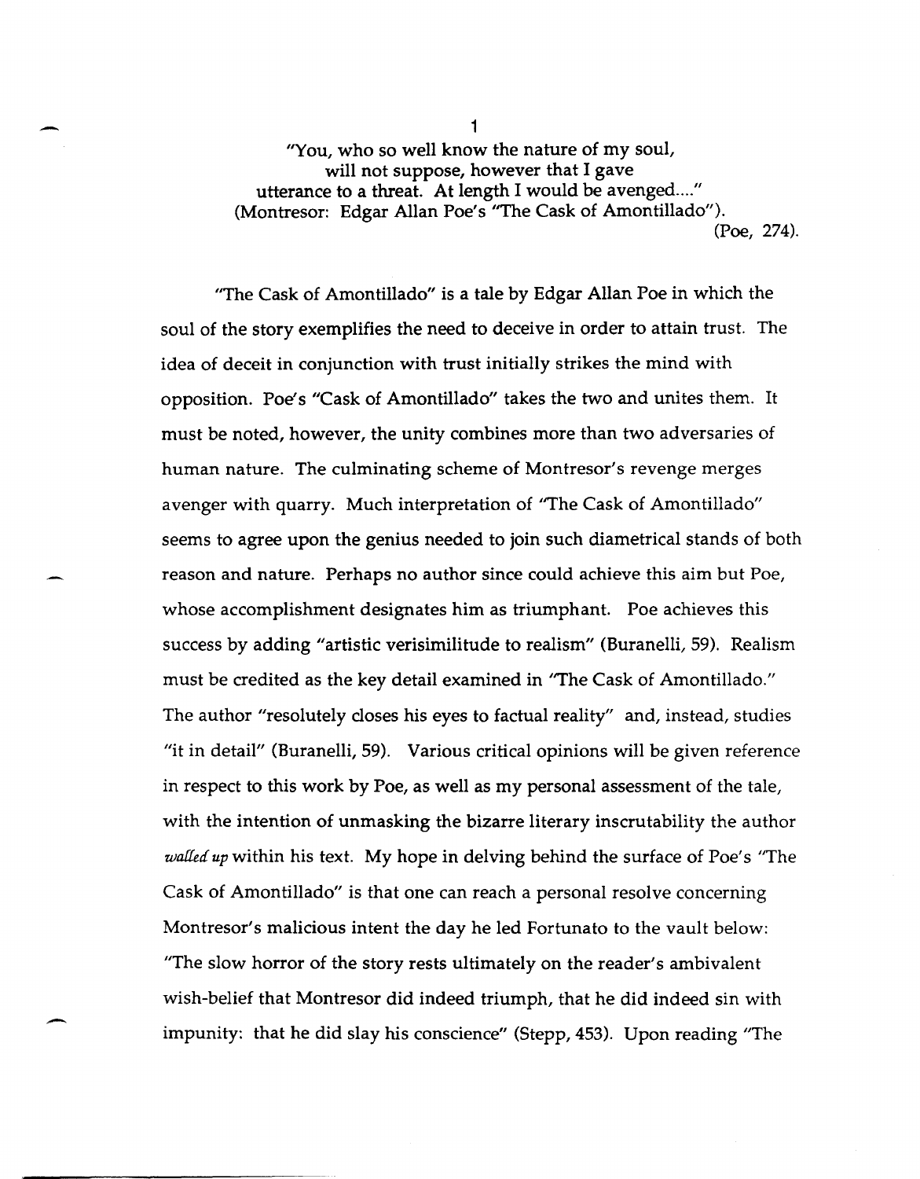"You, who so well know the nature of my soul, will not suppose, however that I gave utterance to a threat. At length I would be avenged...." (Montresor: Edgar Allan Poe's "The Cask of Amontillado").

(Poe, 274).

"The Cask of Amontillado" is a tale by Edgar Allan Poe in which the soul of the story exemplifies the need to deceive in order to attain trust. The idea of deceit in conjunction with trust initially strikes the mind with opposition. Poe's "Cask of Amontillado" takes the two and unites them. It must be noted, however, the unity combines more than two adversaries of human nature. The culminating scheme of Montresor's revenge merges avenger with quarry. Much interpretation of "The Cask of Amontillado" seems to agree upon the genius needed to join such diametrical stands of both reason and nature. Perhaps no author since could achieve this aim but Poe, whose accomplishment designates him as triumphant. Poe achieves this success by adding "artistic verisimilitude to realism" (Buranelli, 59). Realism must be credited as the key detail examined in "The Cask of Amontillado." The author "resolutely closes his eyes to factual reality" and, instead, studies "it in detail" (Buranelli, 59). Various critical opinions will be given reference in respect to this work by Poe, as well as my personal assessment of the tale, with the intention of unmasking the bizarre literary inscrutability the author *walled up* within his text. My hope in delving behind the surface of Poe's "The Cask of Amontillado" is that one can reach a personal resolve concerning Montresor's malicious intent the day he led Fortunato to the vault below: "The slow horror of the story rests ultimately on the reader's ambivalent wish-belief that Montresor did indeed triumph, that he did indeed sin with impunity: that he did slay his conscience" (Stepp, 453). Upon reading "The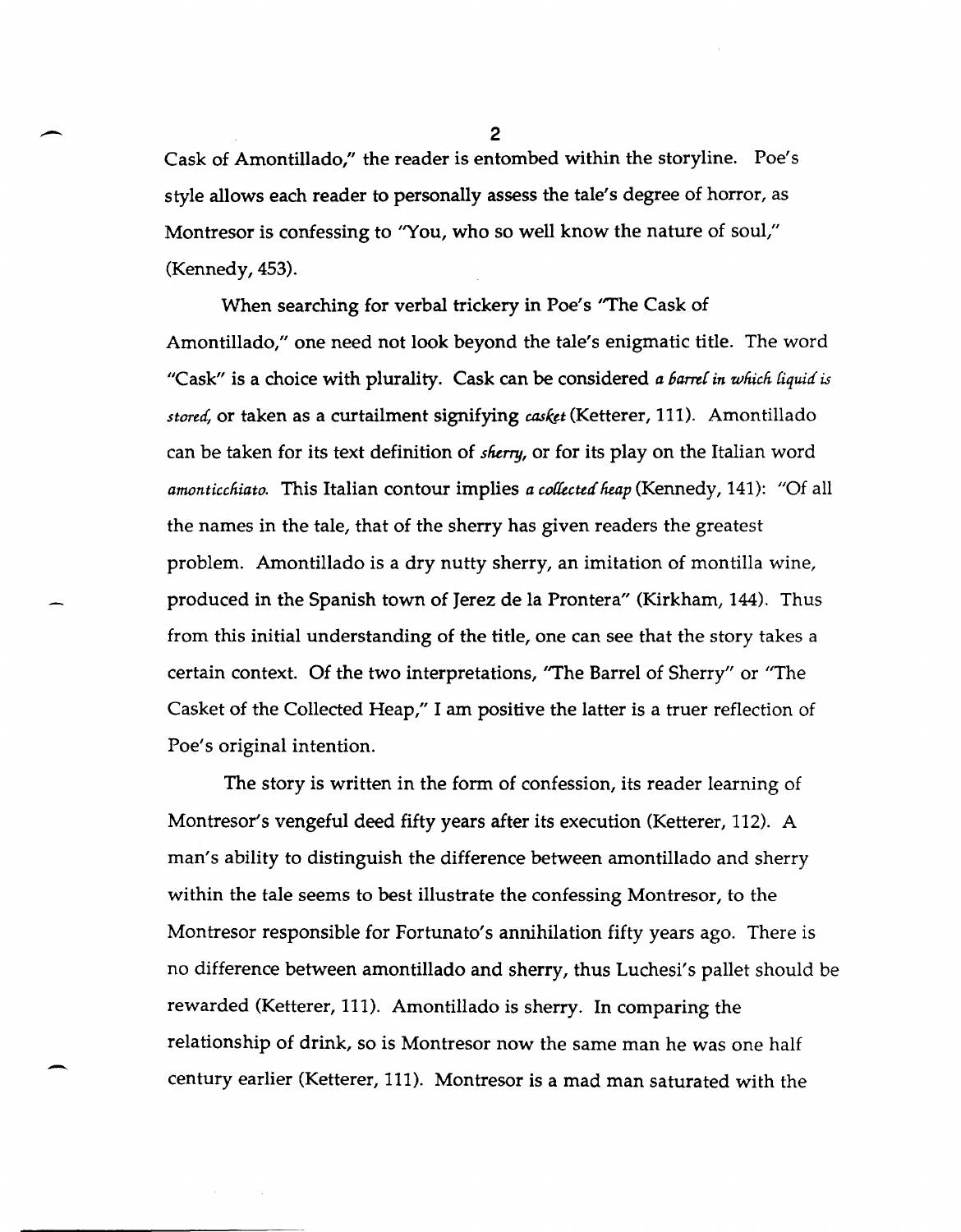Cask of Amontillado," the reader is entombed within the storyline. Poe's style allows each reader to personally assess the tale's degree of horror, as Montresor is confessing to "You, who so well know the nature of soul," (Kennedy, 453).

When searching for verbal trickery in Poe's "The Cask of Amontillado," one need not look beyond the tale's enigmatic title. The word "Cask" is a choice with plurality. Cask can be considered *a barrel in which liquid is stored,* or taken as a curtailment signifying *casket* (Ketterer, 111). Amontillado can be taken for its text definition of *sherry,* or for its play on the Italian word *amonticchiato.* This Italian contour implies *a collected heap* (Kennedy, 141): "Of all the names in the tale, that of the sherry has given readers the greatest problem. Amontillado is a dry nutty sherry, an imitation of montilla wine, produced in the Spanish town of Jerez de la Prontera" (Kirkham, 144). Thus from this initial understanding of the title, one can see that the story takes a certain context. Of the two interpretations, "The Barrel of Sherry" or "The Casket of the Collected Heap," I am positive the latter is a truer reflection of Poe's original intention.

The story is written in the form of confession, its reader learning of Montresor's vengeful deed fifty years after its execution (Ketterer, 112). A man's ability to distinguish the difference between amontillado and sherry within the tale seems to best illustrate the confessing Montresor, to the Montresor responsible for Fortunato's annihilation fifty years ago. There is no difference between amontillado and sherry, thus Luchesi's pallet should be rewarded (Ketterer, 111). Amontillado is sherry. In comparing the relationship of drink, so is Montresor now the same man he was one half century earlier (Ketterer, 111). Montresor is a mad man saturated with the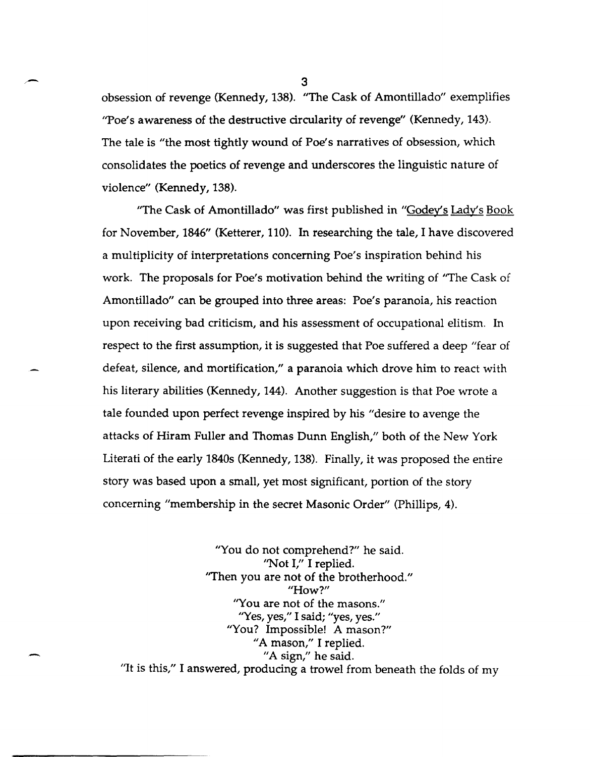obsession of revenge (Kennedy, 138). "The Cask of Amontillado" exemplifies "Poe's awareness of the destructive circularity of revenge" (Kennedy, 143). The tale is "the most tightly wound of Poe's narratives of obsession, which consolidates the poetics of revenge and underscores the linguistic nature of violence" (Kennedy, 138).

"The Cask of Amontillado" was first published in "Godey's Lady's Book for November, 1846" (Ketterer, 110). In researching the tale, I have discovered a multiplicity of interpretations concerning Poe's inspiration behind his work. The proposals for Poe's motivation behind the writing of "The Cask of Amontillado" can be grouped into three areas: Poe's paranoia, his reaction upon receiving bad criticism, and his assessment of occupational elitism. In respect to the first assumption, it is suggested that Poe suffered a deep "fear of defeat, silence, and mortification," a paranoia which drove him to react with his literary abilities (Kennedy, 144). Another suggestion is that Poe wrote a tale founded upon perfect revenge inspired by his "desire to avenge the attacks of Hiram Fuller and Thomas Dunn English," both of the New York Literati of the early 1840s (Kennedy, 138). Finally, it was proposed the entire story was based upon a small, yet most significant, portion of the story concerning "membership in the secret Masonic Order" (Phillips, 4).

"You do not comprehend?" he said.
"Not I," I replied.
"Then you are not of the brotherhood."
"How?"
"You are not of the masons."
"Yes, yes," I said; "yes, yes."
"You? Impossible! A mason?"
"A mason," I replied.
"A sign," he said.
"It is this," I answered, producing a trowel from beneath the folds of my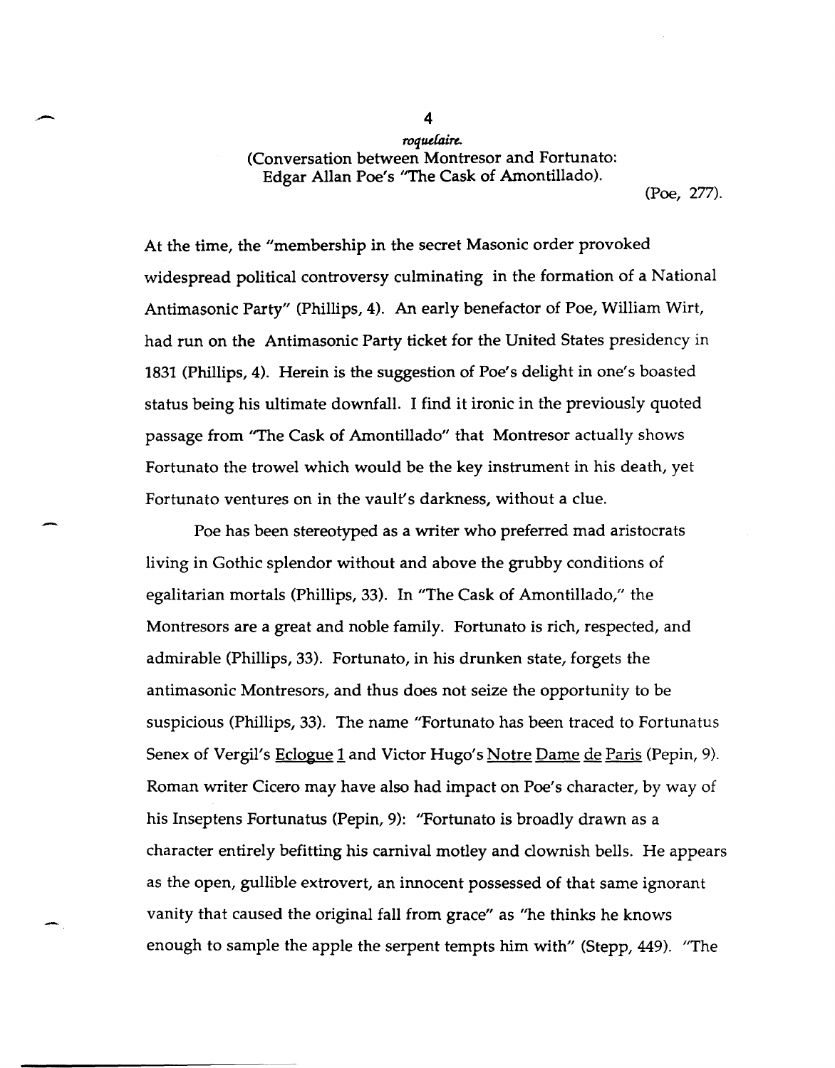*roquelaire.*
(Conversation between Montresor and Fortunato: Edgar Allan Poe's "The Cask of Amontillado).

(Poe, 277).

At the time, the "membership in the secret Masonic order provoked widespread political controversy culminating in the formation of a National Antimasonic Party" (Phillips, 4). An early benefactor of Poe, William Wirt, had run on the Antimasonic Party ticket for the United States presidency in 1831 (Phillips, 4). Herein is the suggestion of Poe's delight in one's boasted status being his ultimate downfall. I find it ironic in the previously quoted passage from "The Cask of Amontillado" that Montresor actually shows Fortunato the trowel which would be the key instrument in his death, yet Fortunato ventures on in the vault's darkness, without a clue.

Poe has been stereotyped as a writer who preferred mad aristocrats living in Gothic splendor without and above the grubby conditions of egalitarian mortals (Phillips, 33). In "The Cask of Amontillado," the Montresors are a great and noble family. Fortunato is rich, respected, and admirable (Phillips, 33). Fortunato, in his drunken state, forgets the antimasonic Montresors, and thus does not seize the opportunity to be suspicious (Phillips, 33). The name "Fortunato has been traced to Fortunatus Senex of Vergil's Eclogue 1 and Victor Hugo's Notre Dame de Paris (Pepin, 9). Roman writer Cicero may have also had impact on Poe's character, by way of his Inseptens Fortunatus (Pepin, 9): "Fortunato is broadly drawn as a character entirely befitting his carnival motley and clownish bells. He appears as the open, gullible extrovert, an innocent possessed of that same ignorant vanity that caused the original fall from grace" as "he thinks he knows enough to sample the apple the serpent tempts him with" (Stepp, 449). "The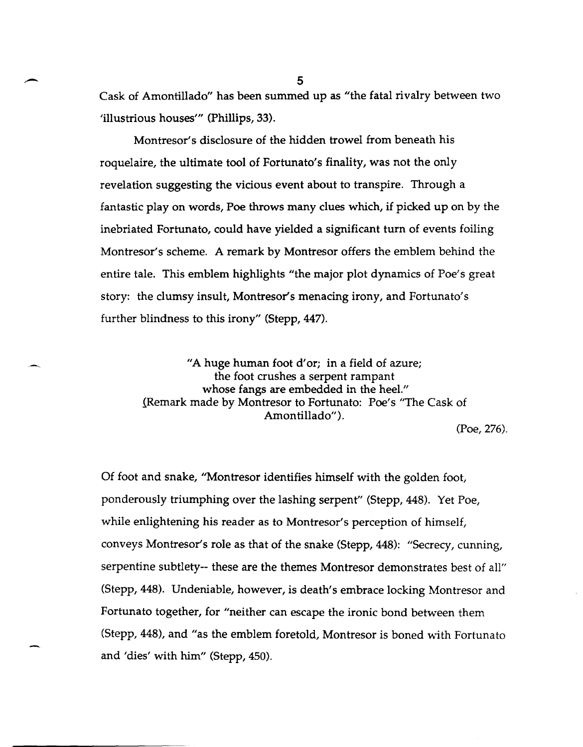Cask of Amontillado" has been summed up as "the fatal rivalry between two 'illustrious houses'" (Phillips, 33).

Montresor's disclosure of the hidden trowel from beneath his roquelaire, the ultimate tool of Fortunato's finality, was not the only revelation suggesting the vicious event about to transpire. Through a fantastic play on words, Poe throws many clues which, if picked up on by the inebriated Fortunato, could have yielded a significant turn of events foiling Montresor's scheme. A remark by Montresor offers the emblem behind the entire tale. This emblem highlights "the major plot dynamics of Poe's great story: the clumsy insult, Montresor's menacing irony, and Fortunato's further blindness to this irony" (Stepp, 447).

> "A huge human foot d'or; in a field of azure;
> the foot crushes a serpent rampant
> whose fangs are embedded in the heel."
> (Remark made by Montresor to Fortunato: Poe's "The Cask of Amontillado").
>
> (Poe, 276).

Of foot and snake, "Montresor identifies himself with the golden foot, ponderously triumphing over the lashing serpent" (Stepp, 448). Yet Poe, while enlightening his reader as to Montresor's perception of himself, conveys Montresor's role as that of the snake (Stepp, 448): "Secrecy, cunning, serpentine subtlety-- these are the themes Montresor demonstrates best of all" (Stepp, 448). Undeniable, however, is death's embrace locking Montresor and Fortunato together, for "neither can escape the ironic bond between them (Stepp, 448), and "as the emblem foretold, Montresor is boned with Fortunato and 'dies' with him" (Stepp, 450).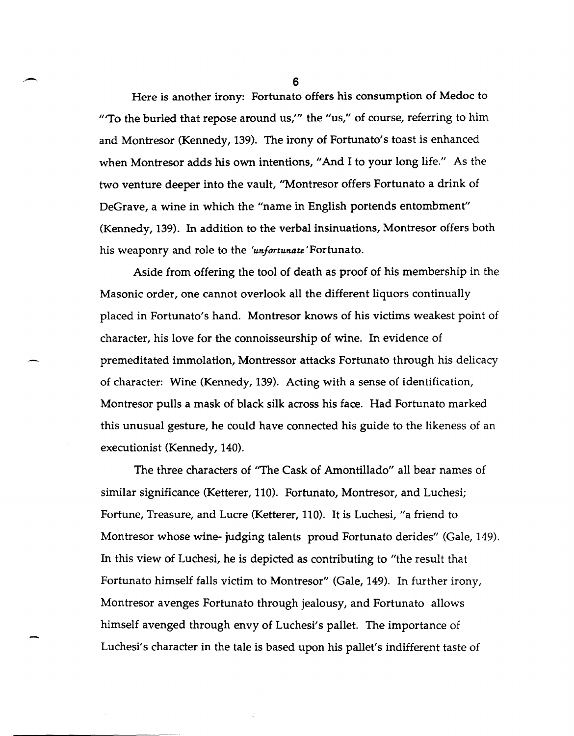Here is another irony: Fortunato offers his consumption of Medoc to "'To the buried that repose around us,'" the "us," of course, referring to him and Montresor (Kennedy, 139). The irony of Fortunato's toast is enhanced when Montresor adds his own intentions, "And I to your long life." As the two venture deeper into the vault, "Montresor offers Fortunato a drink of DeGrave, a wine in which the "name in English portends entombment" (Kennedy, 139). In addition to the verbal insinuations, Montresor offers both his weaponry and role to the *'unfortunate'* Fortunato.

Aside from offering the tool of death as proof of his membership in the Masonic order, one cannot overlook all the different liquors continually placed in Fortunato's hand. Montresor knows of his victims weakest point of character, his love for the connoisseurship of wine. In evidence of premeditated immolation, Montressor attacks Fortunato through his delicacy of character: Wine (Kennedy, 139). Acting with a sense of identification, Montresor pulls a mask of black silk across his face. Had Fortunato marked this unusual gesture, he could have connected his guide to the likeness of an executionist (Kennedy, 140).

The three characters of "The Cask of Amontillado" all bear names of similar significance (Ketterer, 110). Fortunato, Montresor, and Luchesi; Fortune, Treasure, and Lucre (Ketterer, 110). It is Luchesi, "a friend to Montresor whose wine- judging talents proud Fortunato derides" (Gale, 149). In this view of Luchesi, he is depicted as contributing to "the result that Fortunato himself falls victim to Montresor" (Gale, 149). In further irony, Montresor avenges Fortunato through jealousy, and Fortunato allows himself avenged through envy of Luchesi's pallet. The importance of Luchesi's character in the tale is based upon his pallet's indifferent taste of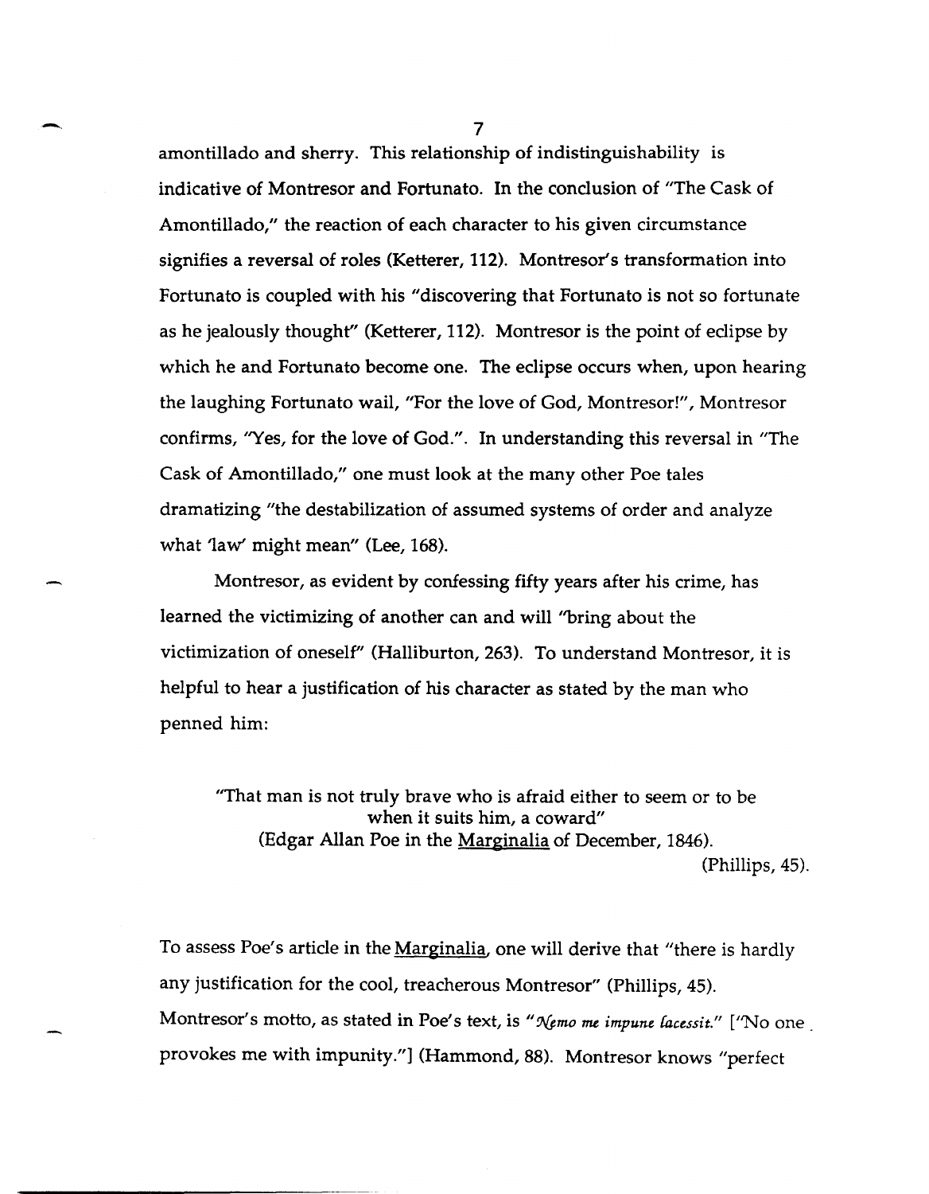amontillado and sherry. This relationship of indistinguishability is indicative of Montresor and Fortunato. In the conclusion of "The Cask of Amontillado," the reaction of each character to his given circumstance signifies a reversal of roles (Ketterer, 112). Montresor's transformation into Fortunato is coupled with his "discovering that Fortunato is not so fortunate as he jealously thought" (Ketterer, 112). Montresor is the point of eclipse by which he and Fortunato become one. The eclipse occurs when, upon hearing the laughing Fortunato wail, "For the love of God, Montresor!", Montresor confirms, "Yes, for the love of God.". In understanding this reversal in "The Cask of Amontillado," one must look at the many other Poe tales dramatizing "the destabilization of assumed systems of order and analyze what 'law' might mean" (Lee, 168).

Montresor, as evident by confessing fifty years after his crime, has learned the victimizing of another can and will "bring about the victimization of oneself" (Halliburton, 263). To understand Montresor, it is helpful to hear a justification of his character as stated by the man who penned him:

> "That man is not truly brave who is afraid either to seem or to be when it suits him, a coward"
> (Edgar Allan Poe in the Marginalia of December, 1846).
> (Phillips, 45).

To assess Poe's article in the Marginalia, one will derive that "there is hardly any justification for the cool, treacherous Montresor" (Phillips, 45). Montresor's motto, as stated in Poe's text, is "*Nemo me impune lacessit.*" ["No one provokes me with impunity."] (Hammond, 88). Montresor knows "perfect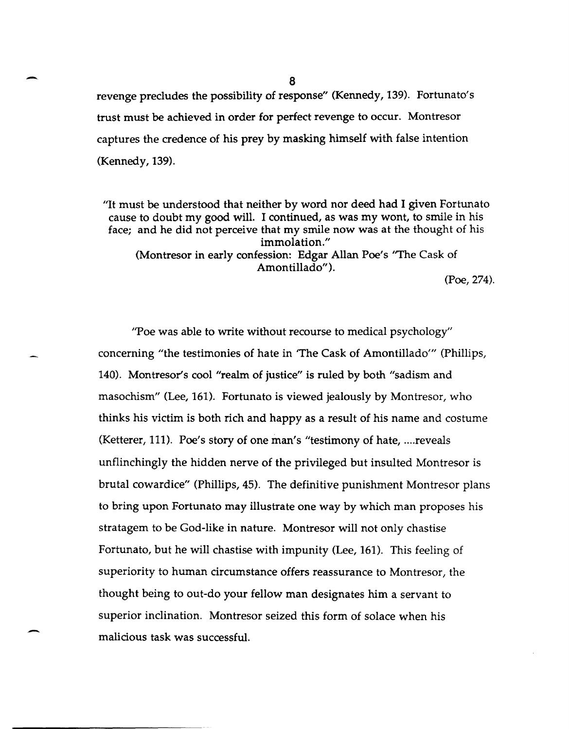revenge precludes the possibility of response" (Kennedy, 139). Fortunato's trust must be achieved in order for perfect revenge to occur. Montresor captures the credence of his prey by masking himself with false intention (Kennedy, 139).

> "It must be understood that neither by word nor deed had I given Fortunato cause to doubt my good will. I continued, as was my wont, to smile in his face; and he did not perceive that my smile now was at the thought of his immolation."
> (Montresor in early confession: Edgar Allan Poe's "The Cask of Amontillado").
>
> (Poe, 274).

"Poe was able to write without recourse to medical psychology" concerning "the testimonies of hate in 'The Cask of Amontillado'" (Phillips, 140). Montresor's cool "realm of justice" is ruled by both "sadism and masochism" (Lee, 161). Fortunato is viewed jealously by Montresor, who thinks his victim is both rich and happy as a result of his name and costume (Ketterer, 111). Poe's story of one man's "testimony of hate, ....reveals unflinchingly the hidden nerve of the privileged but insulted Montresor is brutal cowardice" (Phillips, 45). The definitive punishment Montresor plans to bring upon Fortunato may illustrate one way by which man proposes his stratagem to be God-like in nature. Montresor will not only chastise Fortunato, but he will chastise with impunity (Lee, 161). This feeling of superiority to human circumstance offers reassurance to Montresor, the thought being to out-do your fellow man designates him a servant to superior inclination. Montresor seized this form of solace when his malicious task was successful.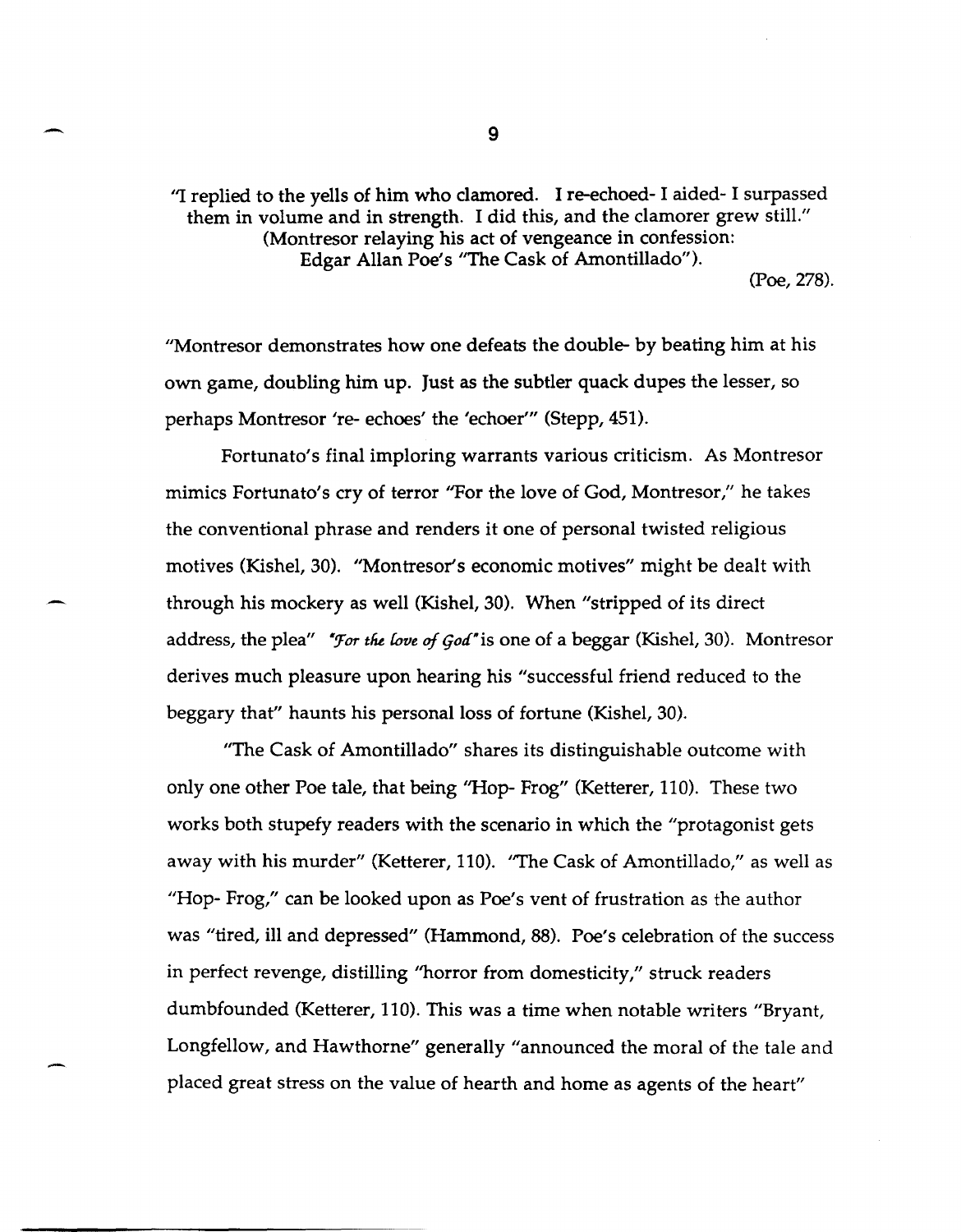"I replied to the yells of him who clamored. I re-echoed- I aided- I surpassed them in volume and in strength. I did this, and the clamorer grew still." (Montresor relaying his act of vengeance in confession: Edgar Allan Poe's "The Cask of Amontillado").

(Poe, 278).

"Montresor demonstrates how one defeats the double- by beating him at his own game, doubling him up. Just as the subtler quack dupes the lesser, so perhaps Montresor 're- echoes' the 'echoer'" (Stepp, 451).

Fortunato's final imploring warrants various criticism. As Montresor mimics Fortunato's cry of terror "For the love of God, Montresor," he takes the conventional phrase and renders it one of personal twisted religious motives (Kishel, 30). "Montresor's economic motives" might be dealt with through his mockery as well (Kishel, 30). When "stripped of its direct address, the plea" *"For the love of God"* is one of a beggar (Kishel, 30). Montresor derives much pleasure upon hearing his "successful friend reduced to the beggary that" haunts his personal loss of fortune (Kishel, 30).

"The Cask of Amontillado" shares its distinguishable outcome with only one other Poe tale, that being "Hop- Frog" (Ketterer, 110). These two works both stupefy readers with the scenario in which the "protagonist gets away with his murder" (Ketterer, 110). "The Cask of Amontillado," as well as "Hop- Frog," can be looked upon as Poe's vent of frustration as the author was "tired, ill and depressed" (Hammond, 88). Poe's celebration of the success in perfect revenge, distilling "horror from domesticity," struck readers dumbfounded (Ketterer, 110). This was a time when notable writers "Bryant, Longfellow, and Hawthorne" generally "announced the moral of the tale and placed great stress on the value of hearth and home as agents of the heart"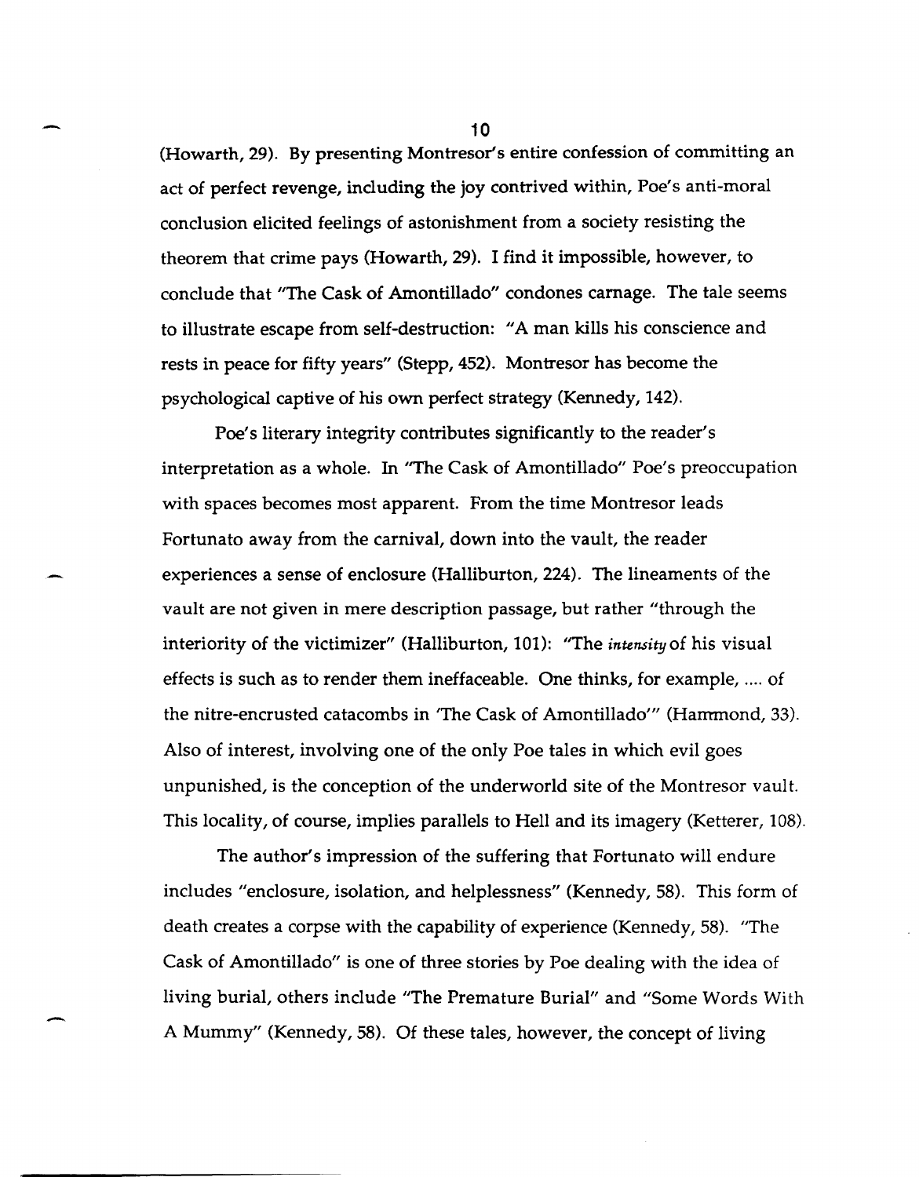(Howarth, 29). By presenting Montresor's entire confession of committing an act of perfect revenge, including the joy contrived within, Poe's anti-moral conclusion elicited feelings of astonishment from a society resisting the theorem that crime pays (Howarth, 29). I find it impossible, however, to conclude that "The Cask of Amontillado" condones carnage. The tale seems to illustrate escape from self-destruction: "A man kills his conscience and rests in peace for fifty years" (Stepp, 452). Montresor has become the psychological captive of his own perfect strategy (Kennedy, 142).

Poe's literary integrity contributes significantly to the reader's interpretation as a whole. In "The Cask of Amontillado" Poe's preoccupation with spaces becomes most apparent. From the time Montresor leads Fortunato away from the carnival, down into the vault, the reader experiences a sense of enclosure (Halliburton, 224). The lineaments of the vault are not given in mere description passage, but rather "through the interiority of the victimizer" (Halliburton, 101): "The *intensity* of his visual effects is such as to render them ineffaceable. One thinks, for example, .... of the nitre-encrusted catacombs in 'The Cask of Amontillado'" (Hammond, 33). Also of interest, involving one of the only Poe tales in which evil goes unpunished, is the conception of the underworld site of the Montresor vault. This locality, of course, implies parallels to Hell and its imagery (Ketterer, 108).

The author's impression of the suffering that Fortunato will endure includes "enclosure, isolation, and helplessness" (Kennedy, 58). This form of death creates a corpse with the capability of experience (Kennedy, 58). "The Cask of Amontillado" is one of three stories by Poe dealing with the idea of living burial, others include "The Premature Burial" and "Some Words With A Mummy" (Kennedy, 58). Of these tales, however, the concept of living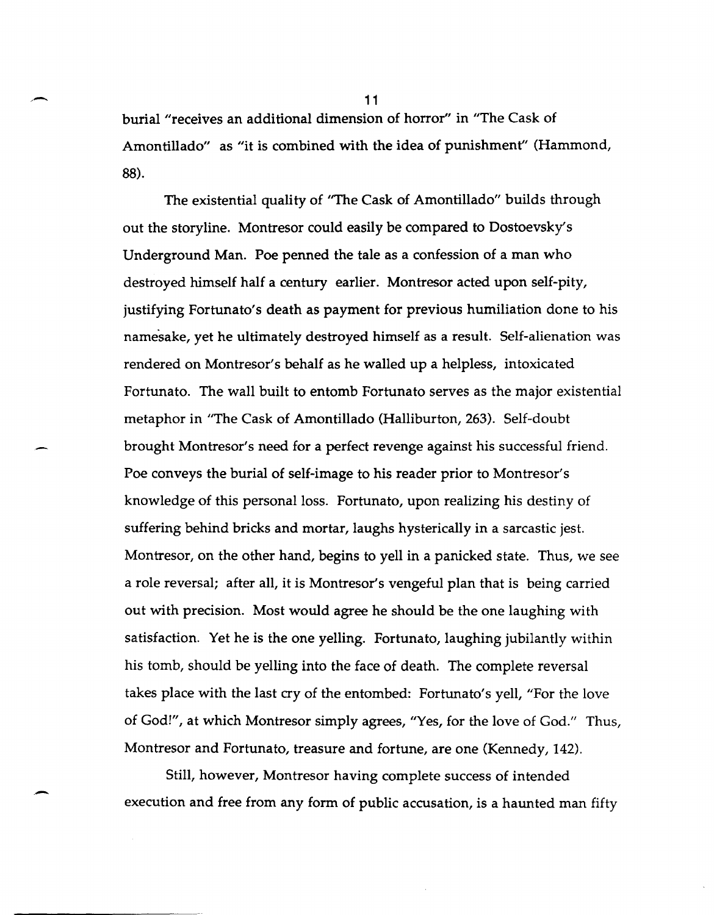burial "receives an additional dimension of horror" in "The Cask of Amontillado" as "it is combined with the idea of punishment" (Hammond, 88).

The existential quality of "The Cask of Amontillado" builds through out the storyline. Montresor could easily be compared to Dostoevsky's Underground Man. Poe penned the tale as a confession of a man who destroyed himself half a century earlier. Montresor acted upon self-pity, justifying Fortunato's death as payment for previous humiliation done to his namesake, yet he ultimately destroyed himself as a result. Self-alienation was rendered on Montresor's behalf as he walled up a helpless, intoxicated Fortunato. The wall built to entomb Fortunato serves as the major existential metaphor in "The Cask of Amontillado (Halliburton, 263). Self-doubt brought Montresor's need for a perfect revenge against his successful friend. Poe conveys the burial of self-image to his reader prior to Montresor's knowledge of this personal loss. Fortunato, upon realizing his destiny of suffering behind bricks and mortar, laughs hysterically in a sarcastic jest. Montresor, on the other hand, begins to yell in a panicked state. Thus, we see a role reversal; after all, it is Montresor's vengeful plan that is being carried out with precision. Most would agree he should be the one laughing with satisfaction. Yet he is the one yelling. Fortunato, laughing jubilantly within his tomb, should be yelling into the face of death. The complete reversal takes place with the last cry of the entombed: Fortunato's yell, "For the love of God!", at which Montresor simply agrees, "Yes, for the love of God." Thus, Montresor and Fortunato, treasure and fortune, are one (Kennedy, 142).

Still, however, Montresor having complete success of intended execution and free from any form of public accusation, is a haunted man fifty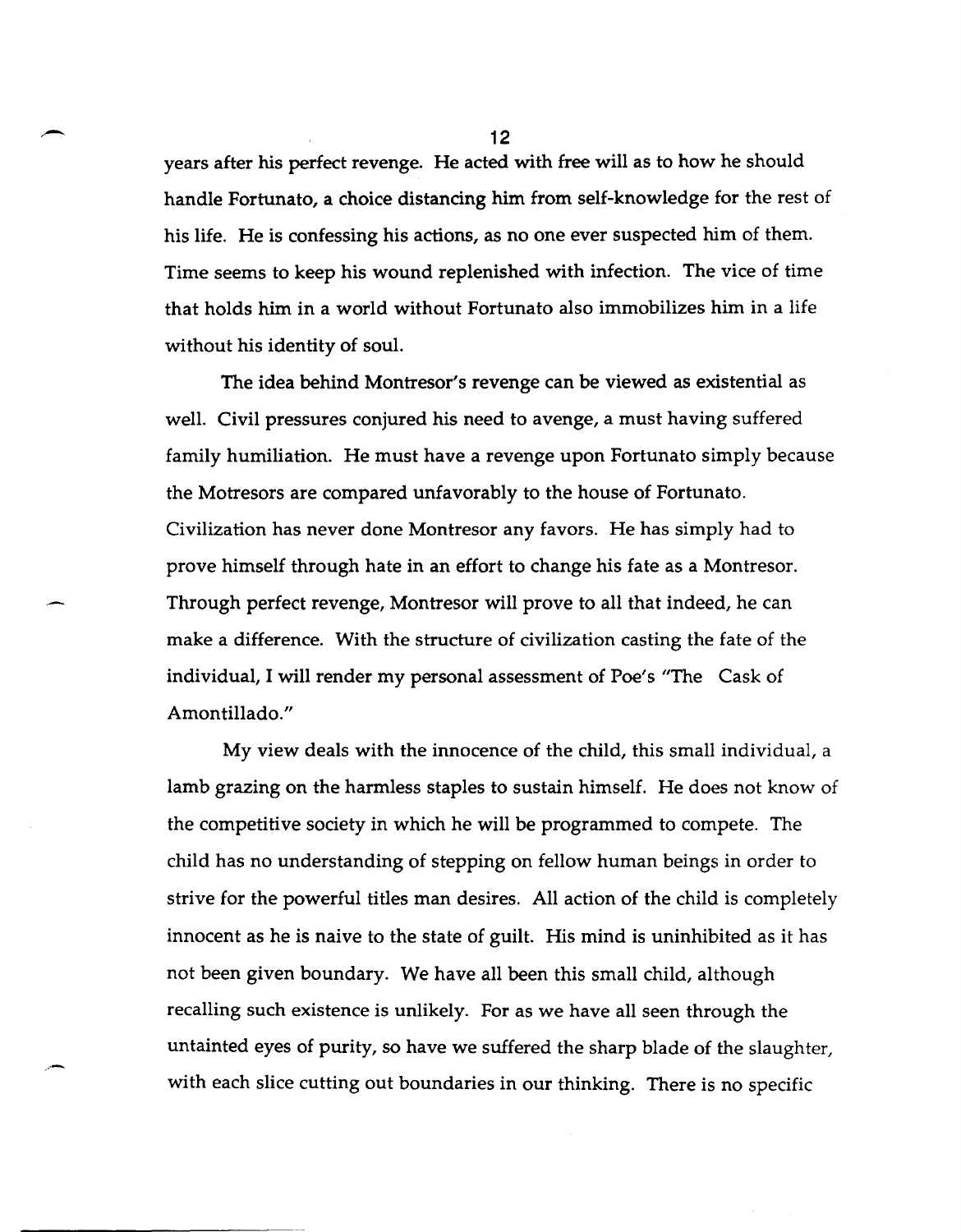years after his perfect revenge. He acted with free will as to how he should handle Fortunato, a choice distancing him from self-knowledge for the rest of his life. He is confessing his actions, as no one ever suspected him of them. Time seems to keep his wound replenished with infection. The vice of time that holds him in a world without Fortunato also immobilizes him in a life without his identity of soul.

The idea behind Montresor's revenge can be viewed as existential as well. Civil pressures conjured his need to avenge, a must having suffered family humiliation. He must have a revenge upon Fortunato simply because the Motresors are compared unfavorably to the house of Fortunato. Civilization has never done Montresor any favors. He has simply had to prove himself through hate in an effort to change his fate as a Montresor. Through perfect revenge, Montresor will prove to all that indeed, he can make a difference. With the structure of civilization casting the fate of the individual, I will render my personal assessment of Poe's "The Cask of Amontillado."

My view deals with the innocence of the child, this small individual, a lamb grazing on the harmless staples to sustain himself. He does not know of the competitive society in which he will be programmed to compete. The child has no understanding of stepping on fellow human beings in order to strive for the powerful titles man desires. All action of the child is completely innocent as he is naive to the state of guilt. His mind is uninhibited as it has not been given boundary. We have all been this small child, although recalling such existence is unlikely. For as we have all seen through the untainted eyes of purity, so have we suffered the sharp blade of the slaughter, with each slice cutting out boundaries in our thinking. There is no specific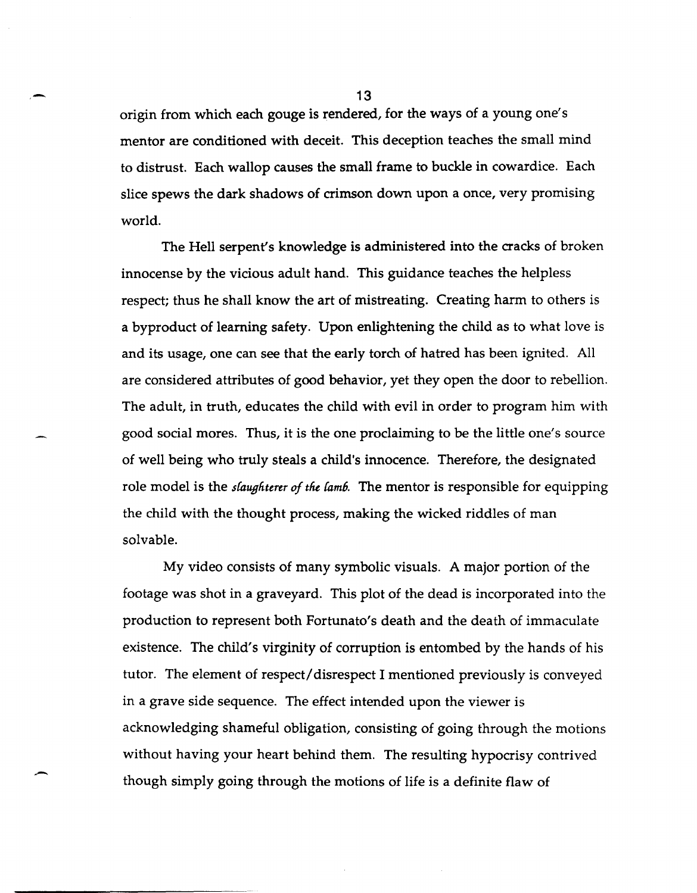origin from which each gouge is rendered, for the ways of a young one's mentor are conditioned with deceit. This deception teaches the small mind to distrust. Each wallop causes the small frame to buckle in cowardice. Each slice spews the dark shadows of crimson down upon a once, very promising world.

The Hell serpent's knowledge is administered into the cracks of broken innocense by the vicious adult hand. This guidance teaches the helpless respect; thus he shall know the art of mistreating. Creating harm to others is a byproduct of learning safety. Upon enlightening the child as to what love is and its usage, one can see that the early torch of hatred has been ignited. All are considered attributes of good behavior, yet they open the door to rebellion. The adult, in truth, educates the child with evil in order to program him with good social mores. Thus, it is the one proclaiming to be the little one's source of well being who truly steals a child's innocence. Therefore, the designated role model is the *slaughterer of the lamb.* The mentor is responsible for equipping the child with the thought process, making the wicked riddles of man solvable.

My video consists of many symbolic visuals. A major portion of the footage was shot in a graveyard. This plot of the dead is incorporated into the production to represent both Fortunato's death and the death of immaculate existence. The child's virginity of corruption is entombed by the hands of his tutor. The element of respect/disrespect I mentioned previously is conveyed in a grave side sequence. The effect intended upon the viewer is acknowledging shameful obligation, consisting of going through the motions without having your heart behind them. The resulting hypocrisy contrived though simply going through the motions of life is a definite flaw of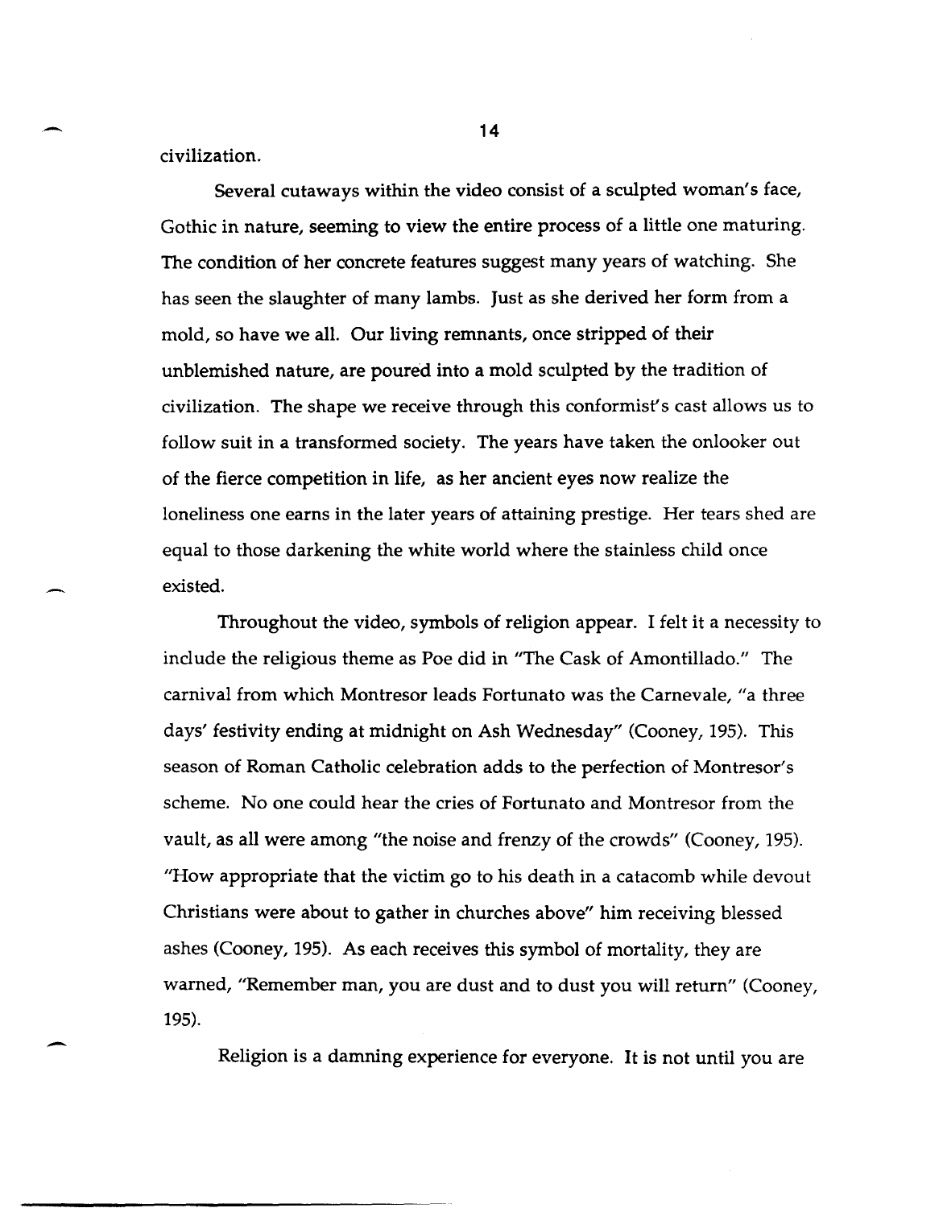civilization.

Several cutaways within the video consist of a sculpted woman's face, Gothic in nature, seeming to view the entire process of a little one maturing. The condition of her concrete features suggest many years of watching. She has seen the slaughter of many lambs. Just as she derived her form from a mold, so have we all. Our living remnants, once stripped of their unblemished nature, are poured into a mold sculpted by the tradition of civilization. The shape we receive through this conformist's cast allows us to follow suit in a transformed society. The years have taken the onlooker out of the fierce competition in life, as her ancient eyes now realize the loneliness one earns in the later years of attaining prestige. Her tears shed are equal to those darkening the white world where the stainless child once existed.

Throughout the video, symbols of religion appear. I felt it a necessity to include the religious theme as Poe did in "The Cask of Amontillado." The carnival from which Montresor leads Fortunato was the Carnevale, "a three days' festivity ending at midnight on Ash Wednesday" (Cooney, 195). This season of Roman Catholic celebration adds to the perfection of Montresor's scheme. No one could hear the cries of Fortunato and Montresor from the vault, as all were among "the noise and frenzy of the crowds" (Cooney, 195). "How appropriate that the victim go to his death in a catacomb while devout Christians were about to gather in churches above" him receiving blessed ashes (Cooney, 195). As each receives this symbol of mortality, they are warned, "Remember man, you are dust and to dust you will return" (Cooney, 195).

Religion is a damning experience for everyone. It is not until you are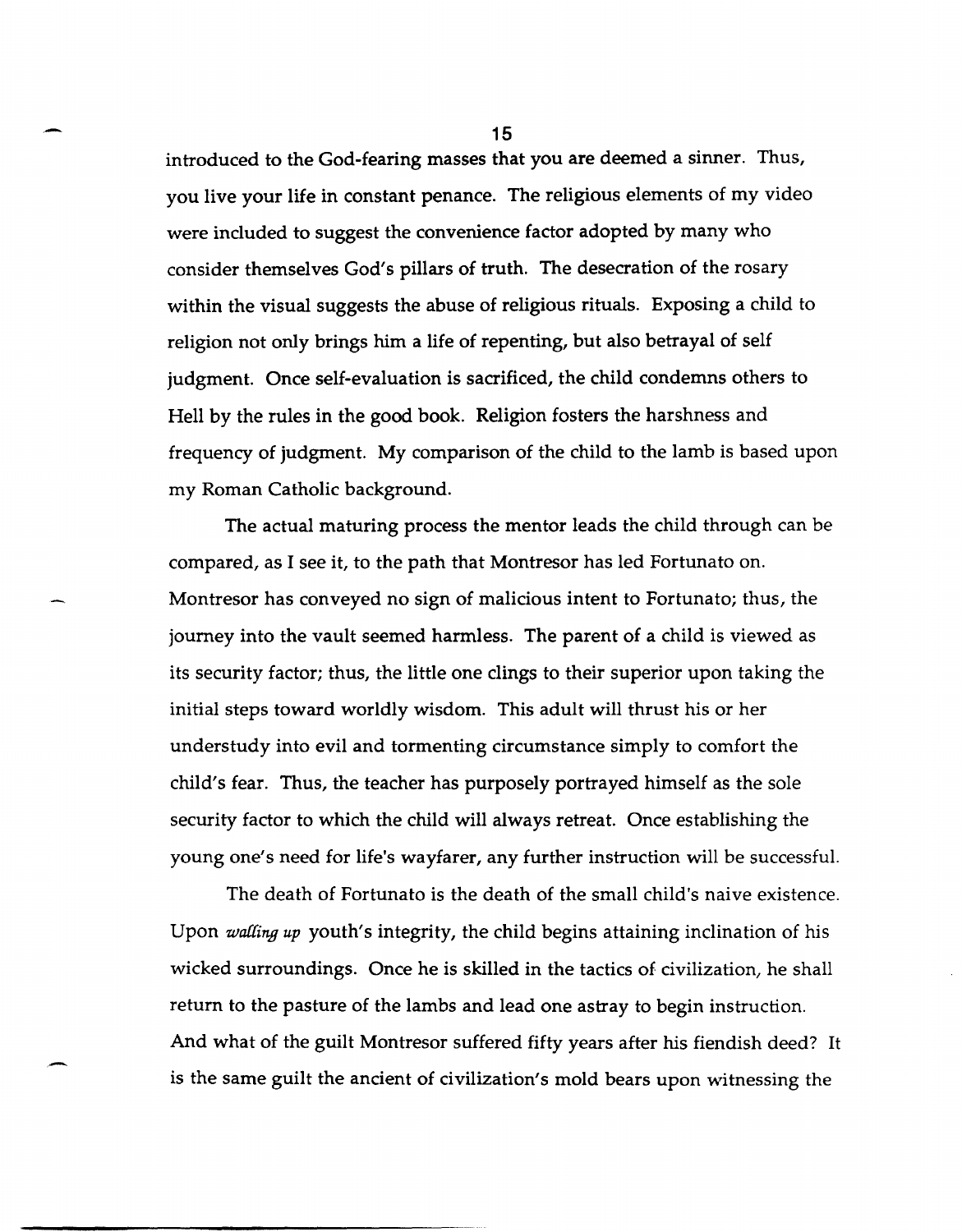introduced to the God-fearing masses that you are deemed a sinner. Thus, you live your life in constant penance. The religious elements of my video were included to suggest the convenience factor adopted by many who consider themselves God's pillars of truth. The desecration of the rosary within the visual suggests the abuse of religious rituals. Exposing a child to religion not only brings him a life of repenting, but also betrayal of self judgment. Once self-evaluation is sacrificed, the child condemns others to Hell by the rules in the good book. Religion fosters the harshness and frequency of judgment. My comparison of the child to the lamb is based upon my Roman Catholic background.

The actual maturing process the mentor leads the child through can be compared, as I see it, to the path that Montresor has led Fortunato on. Montresor has conveyed no sign of malicious intent to Fortunato; thus, the journey into the vault seemed harmless. The parent of a child is viewed as its security factor; thus, the little one clings to their superior upon taking the initial steps toward worldly wisdom. This adult will thrust his or her understudy into evil and tormenting circumstance simply to comfort the child's fear. Thus, the teacher has purposely portrayed himself as the sole security factor to which the child will always retreat. Once establishing the young one's need for life's wayfarer, any further instruction will be successful.

The death of Fortunato is the death of the small child's naive existence. Upon *walling up* youth's integrity, the child begins attaining inclination of his wicked surroundings. Once he is skilled in the tactics of civilization, he shall return to the pasture of the lambs and lead one astray to begin instruction. And what of the guilt Montresor suffered fifty years after his fiendish deed? It is the same guilt the ancient of civilization's mold bears upon witnessing the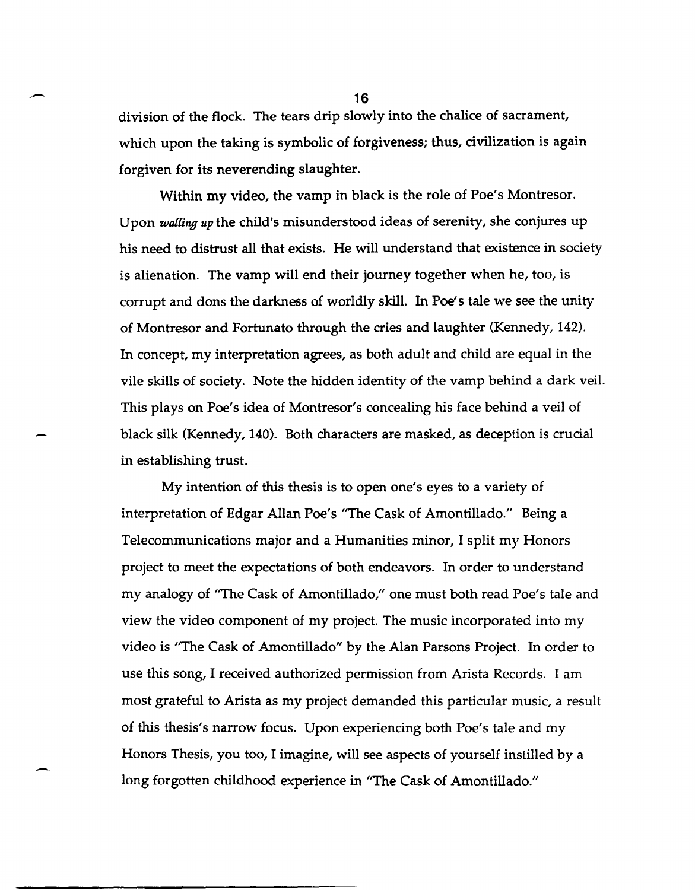division of the flock. The tears drip slowly into the chalice of sacrament, which upon the taking is symbolic of forgiveness; thus, civilization is again forgiven for its neverending slaughter.

Within my video, the vamp in black is the role of Poe's Montresor. Upon *walling up* the child's misunderstood ideas of serenity, she conjures up his need to distrust all that exists. He will understand that existence in society is alienation. The vamp will end their journey together when he, too, is corrupt and dons the darkness of worldly skill. In Poe's tale we see the unity of Montresor and Fortunato through the cries and laughter (Kennedy, 142). In concept, my interpretation agrees, as both adult and child are equal in the vile skills of society. Note the hidden identity of the vamp behind a dark veil. This plays on Poe's idea of Montresor's concealing his face behind a veil of black silk (Kennedy, 140). Both characters are masked, as deception is crucial in establishing trust.

My intention of this thesis is to open one's eyes to a variety of interpretation of Edgar Allan Poe's "The Cask of Amontillado." Being a Telecommunications major and a Humanities minor, I split my Honors project to meet the expectations of both endeavors. In order to understand my analogy of "The Cask of Amontillado," one must both read Poe's tale and view the video component of my project. The music incorporated into my video is "The Cask of Amontillado" by the Alan Parsons Project. In order to use this song, I received authorized permission from Arista Records. I am most grateful to Arista as my project demanded this particular music, a result of this thesis's narrow focus. Upon experiencing both Poe's tale and my Honors Thesis, you too, I imagine, will see aspects of yourself instilled by a long forgotten childhood experience in "The Cask of Amontillado."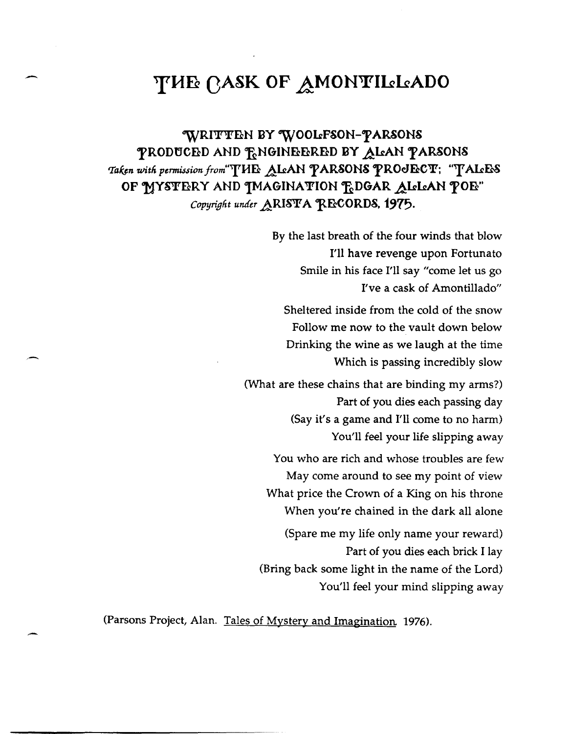# THE CASK OF AMONTILLADO

**WRITTEN BY WOOLFSON-PARSONS**
**PRODUCED AND ENGINEERED BY ALAN PARSONS**
*Taken with permission from* "**THE ALAN PARSONS PROJECT; "TALES OF MYSTERY AND IMAGINATION EDGAR ALLAN POE"**
*Copyright under* **ARISTA RECORDS, 1975.**

By the last breath of the four winds that blow
I'll have revenge upon Fortunato
Smile in his face I'll say "come let us go
I've a cask of Amontillado"

Sheltered inside from the cold of the snow
Follow me now to the vault down below
Drinking the wine as we laugh at the time
Which is passing incredibly slow

(What are these chains that are binding my arms?)
Part of you dies each passing day
(Say it's a game and I'll come to no harm)
You'll feel your life slipping away

You who are rich and whose troubles are few
May come around to see my point of view
What price the Crown of a King on his throne
When you're chained in the dark all alone

(Spare me my life only name your reward)
Part of you dies each brick I lay
(Bring back some light in the name of the Lord)
You'll feel your mind slipping away

(Parsons Project, Alan. Tales of Mystery and Imagination. 1976).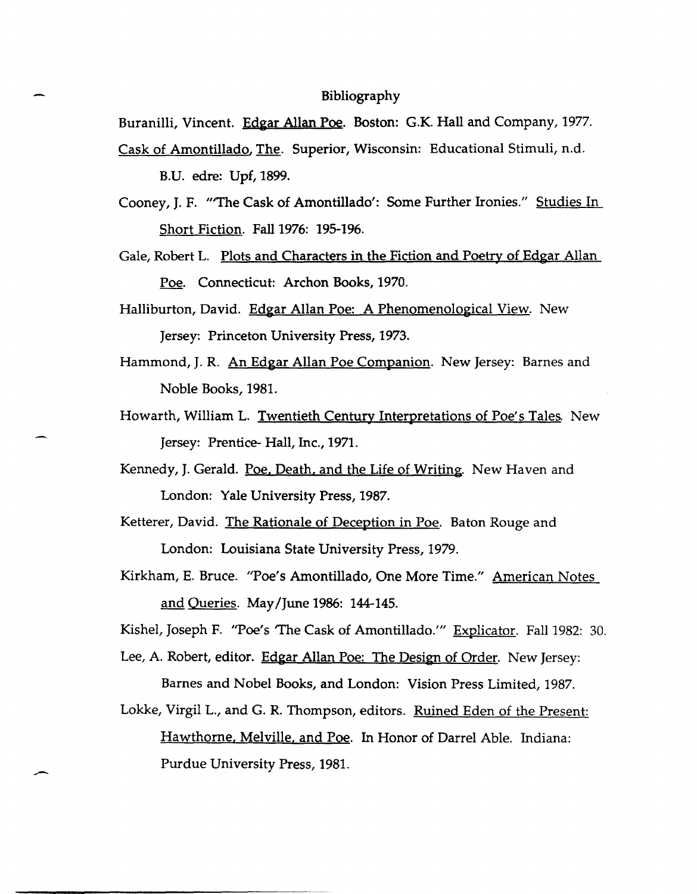# Bibliography

Buranilli, Vincent. Edgar Allan Poe. Boston: G.K. Hall and Company, 1977.

Cask of Amontillado, The. Superior, Wisconsin: Educational Stimuli, n.d.
B.U. edre: Upf, 1899.

Cooney, J. F. "'The Cask of Amontillado': Some Further Ironies." Studies In Short Fiction. Fall 1976: 195-196.

Gale, Robert L. Plots and Characters in the Fiction and Poetry of Edgar Allan Poe. Connecticut: Archon Books, 1970.

Halliburton, David. Edgar Allan Poe: A Phenomenological View. New Jersey: Princeton University Press, 1973.

Hammond, J. R. An Edgar Allan Poe Companion. New Jersey: Barnes and Noble Books, 1981.

Howarth, William L. Twentieth Century Interpretations of Poe's Tales. New Jersey: Prentice- Hall, Inc., 1971.

Kennedy, J. Gerald. Poe, Death, and the Life of Writing. New Haven and London: Yale University Press, 1987.

Ketterer, David. The Rationale of Deception in Poe. Baton Rouge and London: Louisiana State University Press, 1979.

Kirkham, E. Bruce. "Poe's Amontillado, One More Time." American Notes and Queries. May/June 1986: 144-145.

Kishel, Joseph F. "Poe's 'The Cask of Amontillado.'" Explicator. Fall 1982: 30.

Lee, A. Robert, editor. Edgar Allan Poe: The Design of Order. New Jersey: Barnes and Nobel Books, and London: Vision Press Limited, 1987.

Lokke, Virgil L., and G. R. Thompson, editors. Ruined Eden of the Present: Hawthorne, Melville, and Poe. In Honor of Darrel Able. Indiana: Purdue University Press, 1981.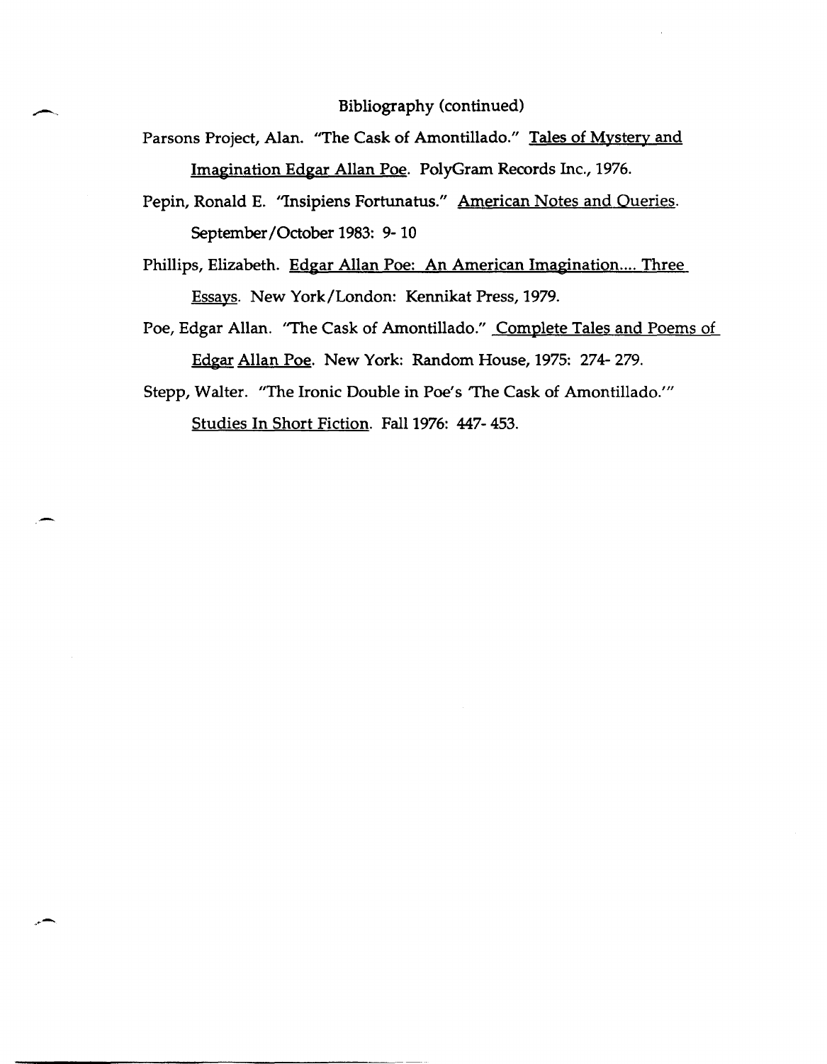Bibliography (continued)

Parsons Project, Alan. "The Cask of Amontillado." Tales of Mystery and Imagination Edgar Allan Poe. PolyGram Records Inc., 1976.

Pepin, Ronald E. "Insipiens Fortunatus." American Notes and Queries. September/October 1983: 9- 10

Phillips, Elizabeth. Edgar Allan Poe: An American Imagination.... Three Essays. New York/London: Kennikat Press, 1979.

Poe, Edgar Allan. "The Cask of Amontillado." Complete Tales and Poems of Edgar Allan Poe. New York: Random House, 1975: 274- 279.

Stepp, Walter. "The Ironic Double in Poe's 'The Cask of Amontillado.'" Studies In Short Fiction. Fall 1976: 447- 453.